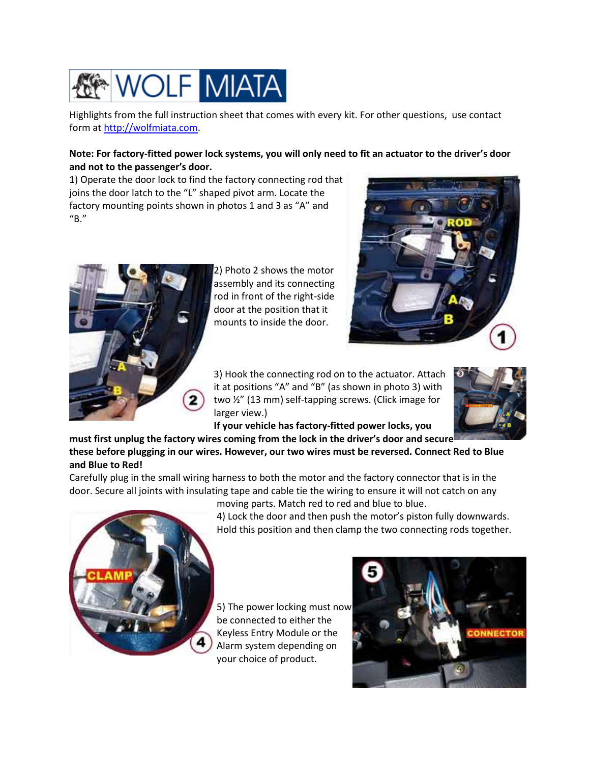WOLF MIATA

Highlights from the full instruction sheet that comes with every kit. For other questions, use contact form at http://wolfmiata.com.

**Note: For factory-fitted power lock systems, you will only need to fit an actuator to the driver's door and not to the passenger's door.**

1) Operate the door lock to find the factory connecting rod that joins the door latch to the "L" shaped pivot arm. Locate the factory mounting points shown in photos 1 and 3 as "A" and "B."

2) Photo 2 shows the motor assembly and its connecting rod in front of the right-side door at the position that it mounts to inside the door.

3) Hook the connecting rod on to the actuator. Attach it at positions "A" and "B" (as shown in photo 3) with two ½" (13 mm) self-tapping screws. (Click image for larger view.)

**If your vehicle has factory-fitted power locks, you must first unplug the factory wires coming from the lock in the driver's door and secure these before plugging in our wires. However, our two wires must be reversed. Connect Red to Blue and Blue to Red!**

Carefully plug in the small wiring harness to both the motor and the factory connector that is in the door. Secure all joints with insulating tape and cable tie the wiring to ensure it will not catch on any moving parts. Match red to red and blue to blue.

4) Lock the door and then push the motor's piston fully downwards. Hold this position and then clamp the two connecting rods together.

5) The power locking must now be connected to either the Keyless Entry Module or the Alarm system depending on your choice of product.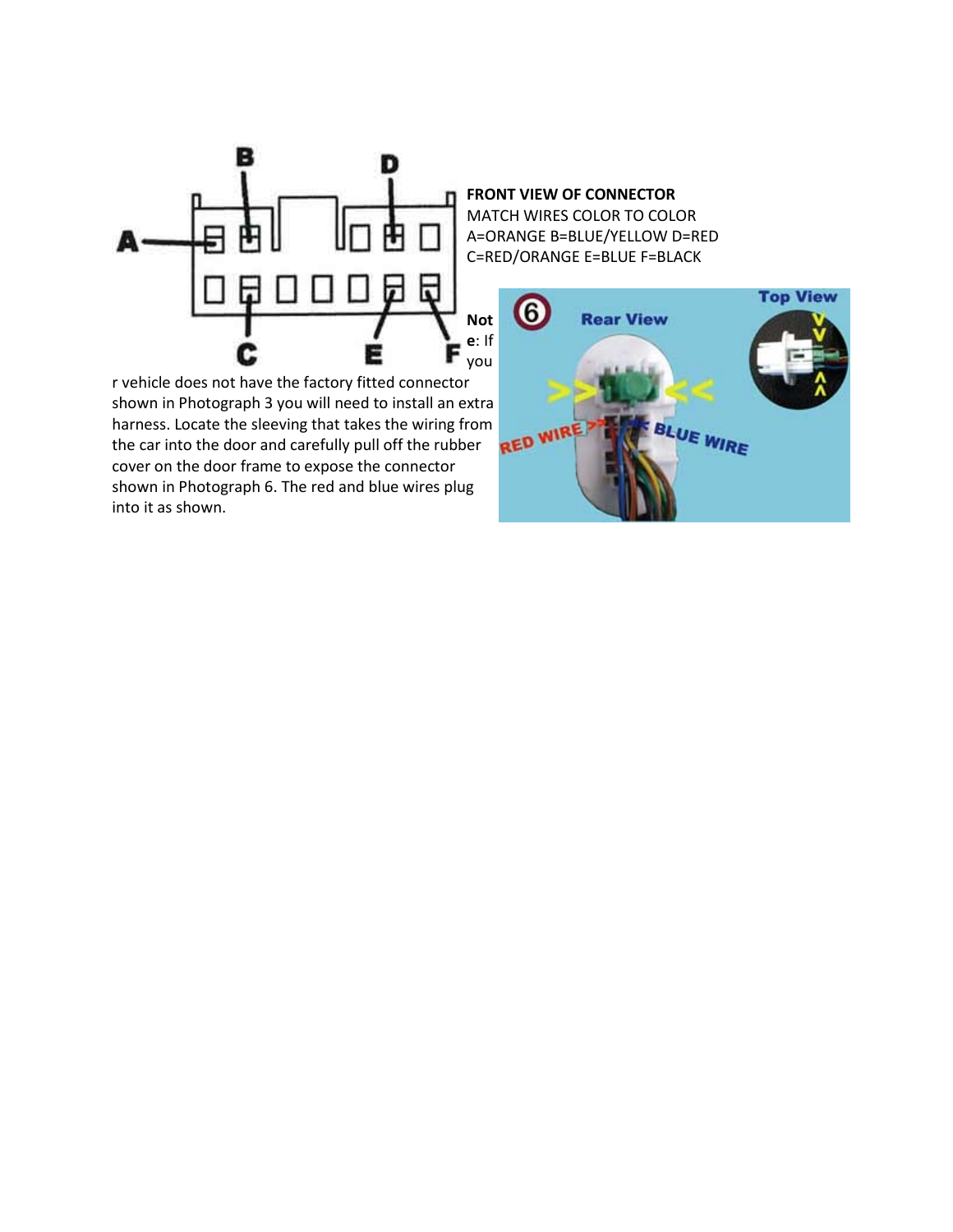**FRONT VIEW OF CONNECTOR**
MATCH WIRES COLOR TO COLOR
A=ORANGE B=BLUE/YELLOW D=RED
C=RED/ORANGE E=BLUE F=BLACK

**Note**: If your vehicle does not have the factory fitted connector shown in Photograph 3 you will need to install an extra harness. Locate the sleeving that takes the wiring from the car into the door and carefully pull off the rubber cover on the door frame to expose the connector shown in Photograph 6. The red and blue wires plug into it as shown.